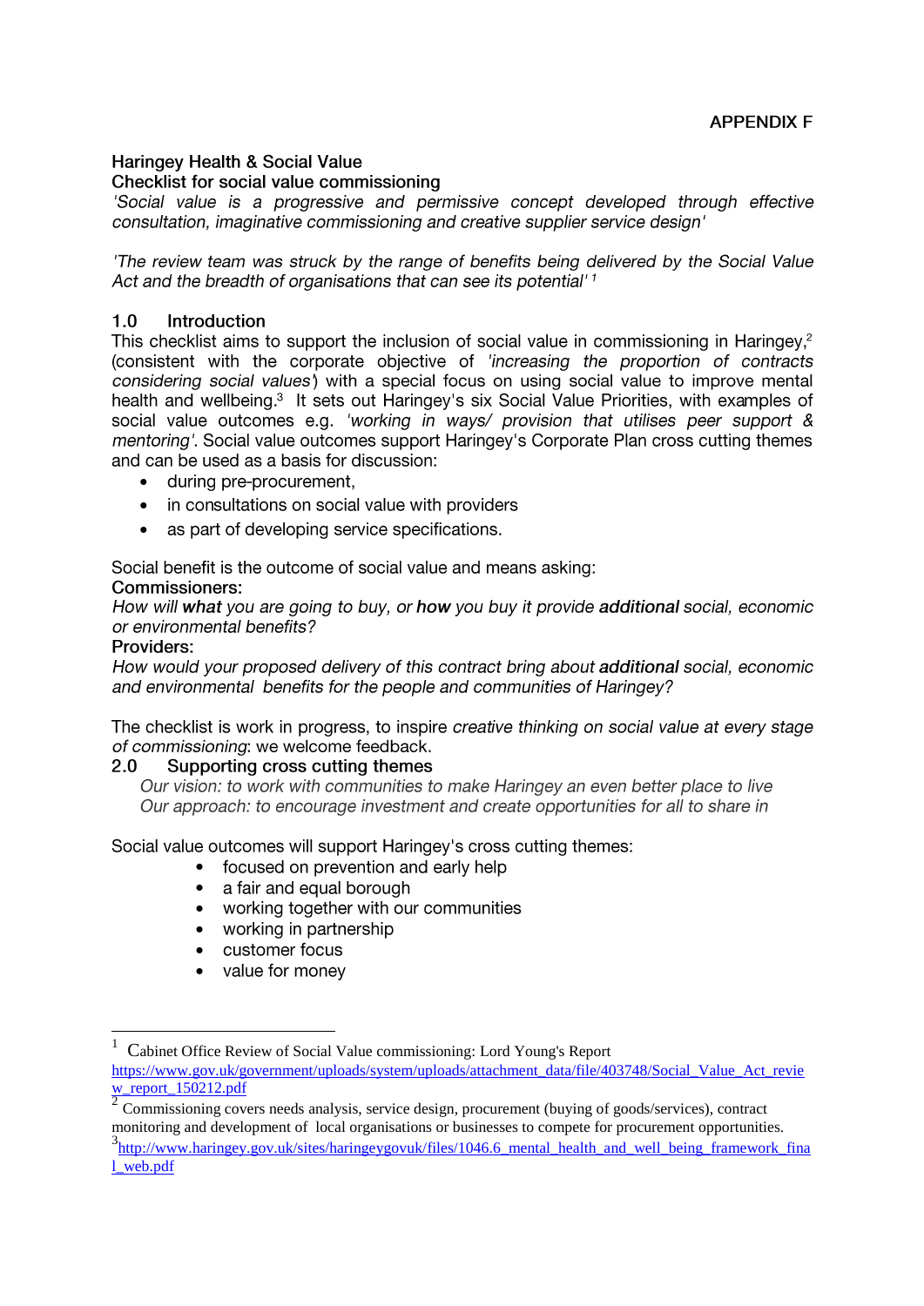APPENDIX F

## Haringey Health & Social Value

## Checklist for social value commissioning

*'Social value is a progressive and permissive concept developed through effective consultation, imaginative commissioning and creative supplier service design'*

*'The review team was struck by the range of benefits being delivered by the Social Value Act and the breadth of organisations that can see its potential'* [1]

### 1.0 Introduction

This checklist aims to support the inclusion of social value in commissioning in Haringey,[2] (consistent with the corporate objective of *'increasing the proportion of contracts considering social values'*) with a special focus on using social value to improve mental health and wellbeing.[3] It sets out Haringey's six Social Value Priorities, with examples of social value outcomes e.g. *'working in ways/ provision that utilises peer support & mentoring'*. Social value outcomes support Haringey's Corporate Plan cross cutting themes and can be used as a basis for discussion:

- during pre-procurement,
- in consultations on social value with providers
- as part of developing service specifications.

Social benefit is the outcome of social value and means asking:

**Commissioners:**

*How will **what** you are going to buy, or **how** you buy it provide **additional** social, economic or environmental benefits?*

**Providers:**

*How would your proposed delivery of this contract bring about **additional** social, economic and environmental benefits for the people and communities of Haringey?*

The checklist is work in progress, to inspire *creative thinking on social value at every stage of commissioning*: we welcome feedback.

### 2.0 Supporting cross cutting themes

*Our vision: to work with communities to make Haringey an even better place to live*
*Our approach: to encourage investment and create opportunities for all to share in*

Social value outcomes will support Haringey's cross cutting themes:

- focused on prevention and early help
- a fair and equal borough
- working together with our communities
- working in partnership
- customer focus
- value for money

---

[1] Cabinet Office Review of Social Value commissioning: Lord Young's Report https://www.gov.uk/government/uploads/system/uploads/attachment_data/file/403748/Social_Value_Act_review_report_150212.pdf

[2] Commissioning covers needs analysis, service design, procurement (buying of goods/services), contract monitoring and development of local organisations or businesses to compete for procurement opportunities.

[3] http://www.haringey.gov.uk/sites/haringeygovuk/files/1046.6_mental_health_and_well_being_framework_final_web.pdf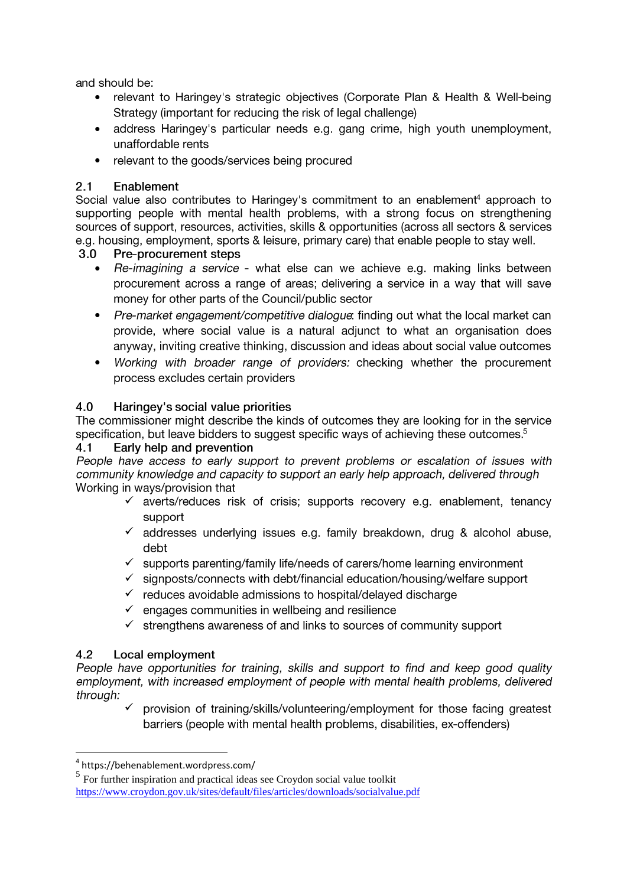and should be:

- relevant to Haringey's strategic objectives (Corporate Plan & Health & Well-being Strategy (important for reducing the risk of legal challenge)
- address Haringey's particular needs e.g. gang crime, high youth unemployment, unaffordable rents
- relevant to the goods/services being procured

## 2.1 Enablement

Social value also contributes to Haringey's commitment to an enablement[4] approach to supporting people with mental health problems, with a strong focus on strengthening sources of support, resources, activities, skills & opportunities (across all sectors & services e.g. housing, employment, sports & leisure, primary care) that enable people to stay well.

## 3.0 Pre-procurement steps

- *Re-imagining a service* - what else can we achieve e.g. making links between procurement across a range of areas; delivering a service in a way that will save money for other parts of the Council/public sector
- *Pre-market engagement/competitive dialogue*: finding out what the local market can provide, where social value is a natural adjunct to what an organisation does anyway, inviting creative thinking, discussion and ideas about social value outcomes
- *Working with broader range of providers:* checking whether the procurement process excludes certain providers

## 4.0 Haringey's social value priorities

The commissioner might describe the kinds of outcomes they are looking for in the service specification, but leave bidders to suggest specific ways of achieving these outcomes.[5]

## 4.1 Early help and prevention

*People have access to early support to prevent problems or escalation of issues with community knowledge and capacity to support an early help approach, delivered through*

Working in ways/provision that

- ✓ averts/reduces risk of crisis; supports recovery e.g. enablement, tenancy support
- ✓ addresses underlying issues e.g. family breakdown, drug & alcohol abuse, debt
- ✓ supports parenting/family life/needs of carers/home learning environment
- ✓ signposts/connects with debt/financial education/housing/welfare support
- ✓ reduces avoidable admissions to hospital/delayed discharge
- ✓ engages communities in wellbeing and resilience
- ✓ strengthens awareness of and links to sources of community support

## 4.2 Local employment

*People have opportunities for training, skills and support to find and keep good quality employment, with increased employment of people with mental health problems, delivered through:*

- ✓ provision of training/skills/volunteering/employment for those facing greatest barriers (people with mental health problems, disabilities, ex-offenders)

---

[4] https://behenablement.wordpress.com/

[5] For further inspiration and practical ideas see Croydon social value toolkit https://www.croydon.gov.uk/sites/default/files/articles/downloads/socialvalue.pdf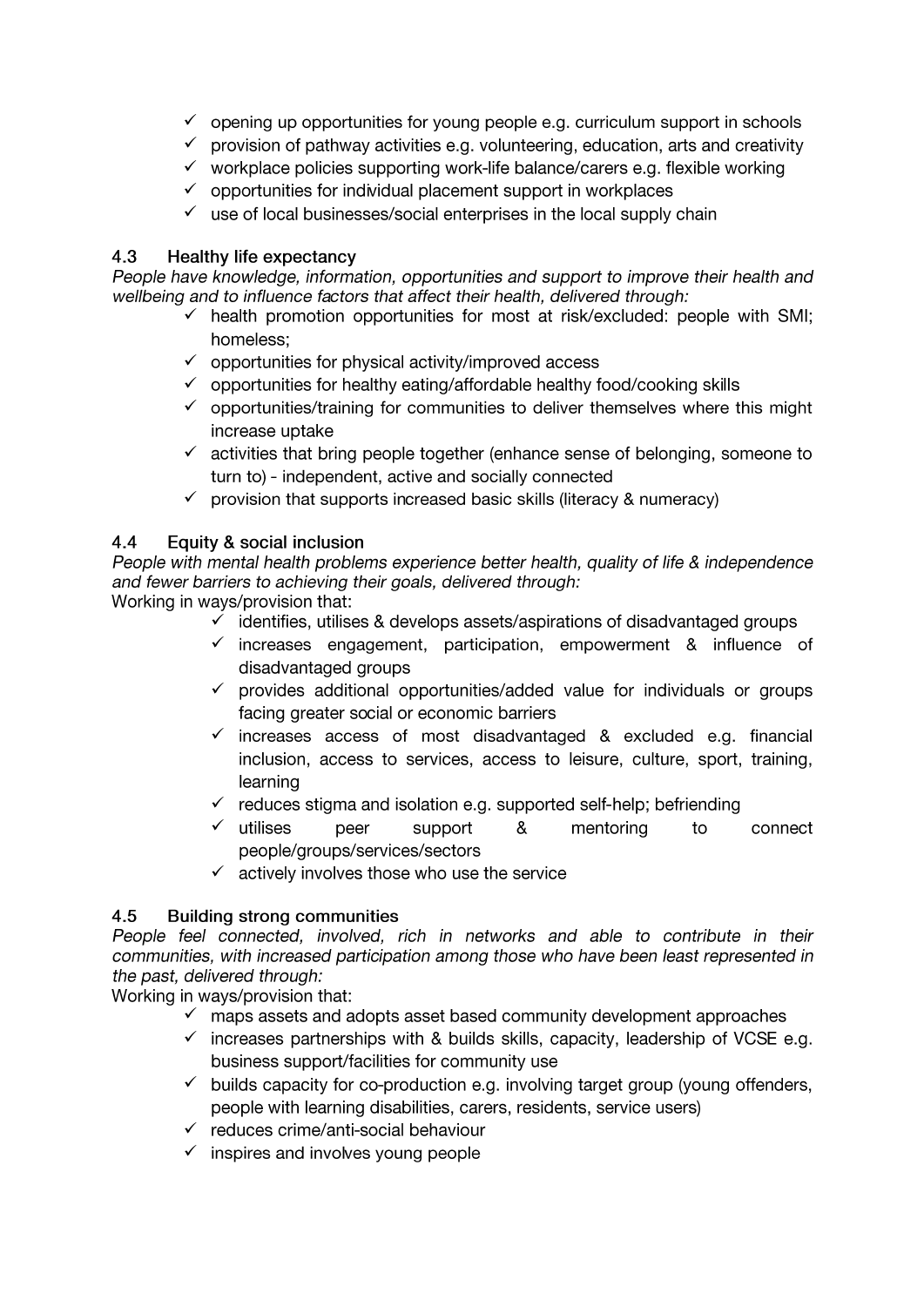- ✓ opening up opportunities for young people e.g. curriculum support in schools
- ✓ provision of pathway activities e.g. volunteering, education, arts and creativity
- ✓ workplace policies supporting work-life balance/carers e.g. flexible working
- ✓ opportunities for individual placement support in workplaces
- ✓ use of local businesses/social enterprises in the local supply chain

### 4.3 Healthy life expectancy

*People have knowledge, information, opportunities and support to improve their health and wellbeing and to influence factors that affect their health, delivered through:*

- ✓ health promotion opportunities for most at risk/excluded: people with SMI; homeless;
- ✓ opportunities for physical activity/improved access
- ✓ opportunities for healthy eating/affordable healthy food/cooking skills
- ✓ opportunities/training for communities to deliver themselves where this might increase uptake
- ✓ activities that bring people together (enhance sense of belonging, someone to turn to) - independent, active and socially connected
- ✓ provision that supports increased basic skills (literacy & numeracy)

### 4.4 Equity & social inclusion

*People with mental health problems experience better health, quality of life & independence and fewer barriers to achieving their goals, delivered through:*

Working in ways/provision that:

- ✓ identifies, utilises & develops assets/aspirations of disadvantaged groups
- ✓ increases engagement, participation, empowerment & influence of disadvantaged groups
- ✓ provides additional opportunities/added value for individuals or groups facing greater social or economic barriers
- ✓ increases access of most disadvantaged & excluded e.g. financial inclusion, access to services, access to leisure, culture, sport, training, learning
- ✓ reduces stigma and isolation e.g. supported self-help; befriending
- ✓ utilises peer support & mentoring to connect people/groups/services/sectors
- ✓ actively involves those who use the service

### 4.5 Building strong communities

*People feel connected, involved, rich in networks and able to contribute in their communities, with increased participation among those who have been least represented in the past, delivered through:*

Working in ways/provision that:

- ✓ maps assets and adopts asset based community development approaches
- ✓ increases partnerships with & builds skills, capacity, leadership of VCSE e.g. business support/facilities for community use
- ✓ builds capacity for co-production e.g. involving target group (young offenders, people with learning disabilities, carers, residents, service users)
- ✓ reduces crime/anti-social behaviour
- ✓ inspires and involves young people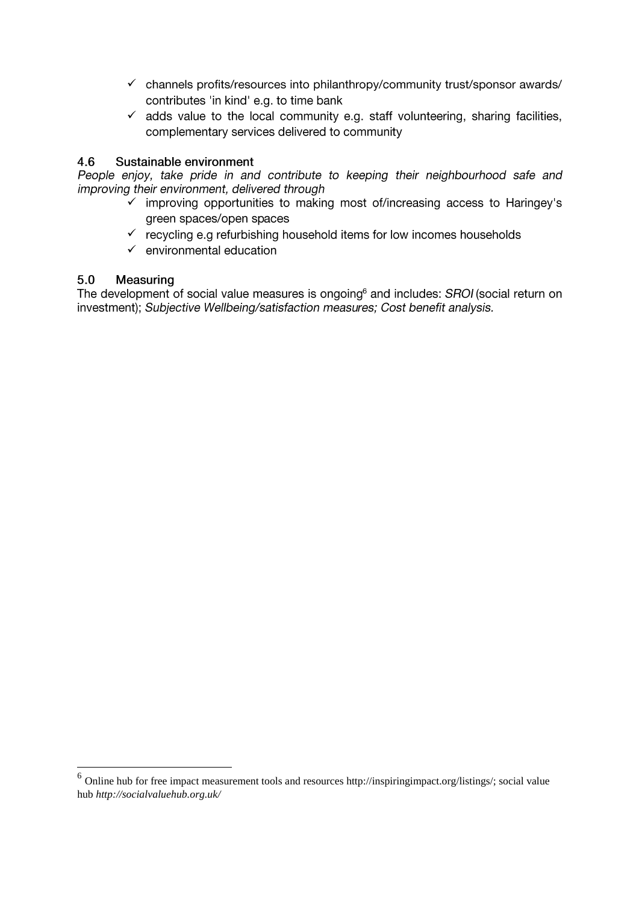- ✓ channels profits/resources into philanthropy/community trust/sponsor awards/ contributes 'in kind' e.g. to time bank
- ✓ adds value to the local community e.g. staff volunteering, sharing facilities, complementary services delivered to community

## 4.6 Sustainable environment

*People enjoy, take pride in and contribute to keeping their neighbourhood safe and improving their environment, delivered through*

- ✓ improving opportunities to making most of/increasing access to Haringey's green spaces/open spaces
- ✓ recycling e.g refurbishing household items for low incomes households
- ✓ environmental education

## 5.0 Measuring

The development of social value measures is ongoing[6] and includes: *SROI* (social return on investment); *Subjective Wellbeing/satisfaction measures; Cost benefit analysis.*

---

[6] Online hub for free impact measurement tools and resources http://inspiringimpact.org/listings/; social value hub *http://socialvaluehub.org.uk/*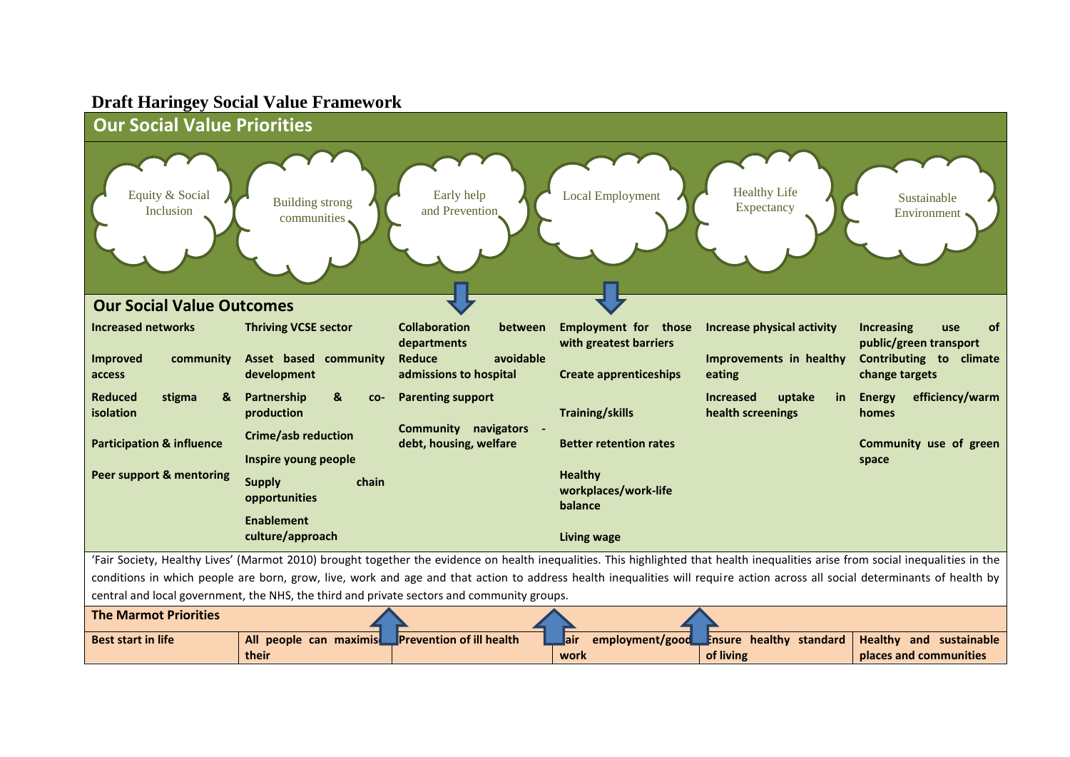# Draft Haringey Social Value Framework

## Our Social Value Priorities

| Equity & Social Inclusion | Building strong communities | Early help and Prevention | Local Employment | Healthy Life Expectancy | Sustainable Environment |
|---|---|---|---|---|---|

## Our Social Value Outcomes

| Equity & Social Inclusion | Building strong communities | Early help and Prevention | Local Employment | Healthy Life Expectancy | Sustainable Environment |
|---|---|---|---|---|---|
| **Increased networks** | **Thriving VCSE sector** | **Collaboration between departments** | **Employment for those with greatest barriers** | **Increase physical activity** | **Increasing use of public/green transport** |
| **Improved community access** | **Asset based community development** | **Reduce avoidable admissions to hospital** | **Create apprenticeships** | **Improvements in healthy eating** | **Contributing to climate change targets** |
| **Reduced stigma & isolation** | **Partnership & co-production** | **Parenting support** | **Training/skills** | **Increased uptake in health screenings** | **Energy efficiency/warm homes** |
| **Participation & influence** | **Crime/asb reduction** | **Community navigators - debt, housing, welfare** | **Better retention rates** | | **Community use of green space** |
| **Peer support & mentoring** | **Inspire young people** | | **Healthy workplaces/work-life balance** | | |
| | **Supply chain opportunities** | | **Living wage** | | |
| | **Enablement culture/approach** | | | | |

'Fair Society, Healthy Lives' (Marmot 2010) brought together the evidence on health inequalities. This highlighted that health inequalities arise from social inequalities in the conditions in which people are born, grow, live, work and age and that action to address health inequalities will require action across all social determinants of health by central and local government, the NHS, the third and private sectors and community groups.

## The Marmot Priorities

| Best start in life | All people can maximise their | Prevention of ill health | Fair employment/good work | Ensure healthy standard of living | Healthy and sustainable places and communities |
|---|---|---|---|---|---|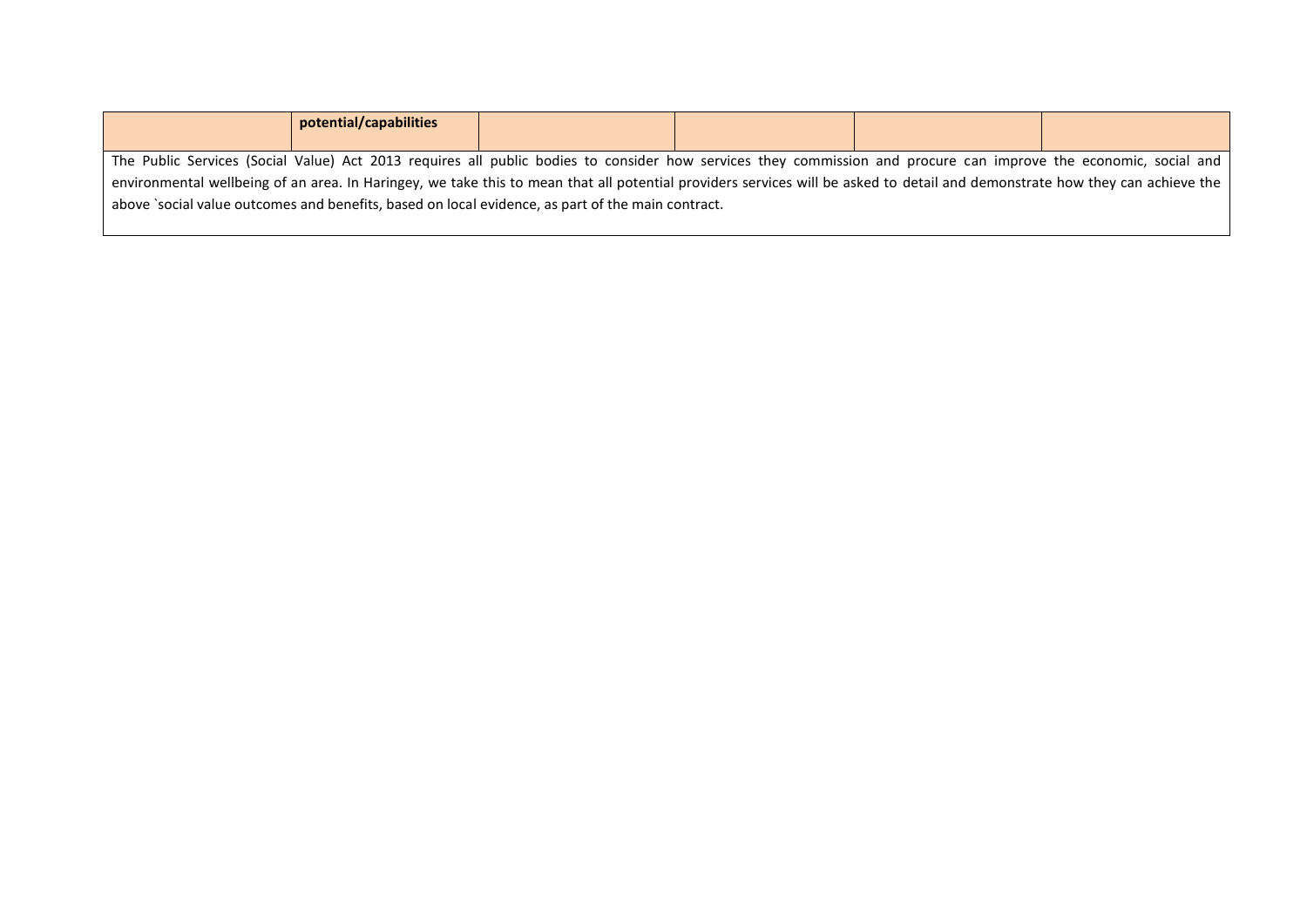| | | | | | |
|---|---|---|---|---|---|
| | **potential/capabilities** | | | | |

The Public Services (Social Value) Act 2013 requires all public bodies to consider how services they commission and procure can improve the economic, social and environmental wellbeing of an area. In Haringey, we take this to mean that all potential providers services will be asked to detail and demonstrate how they can achieve the above `social value outcomes and benefits, based on local evidence, as part of the main contract.